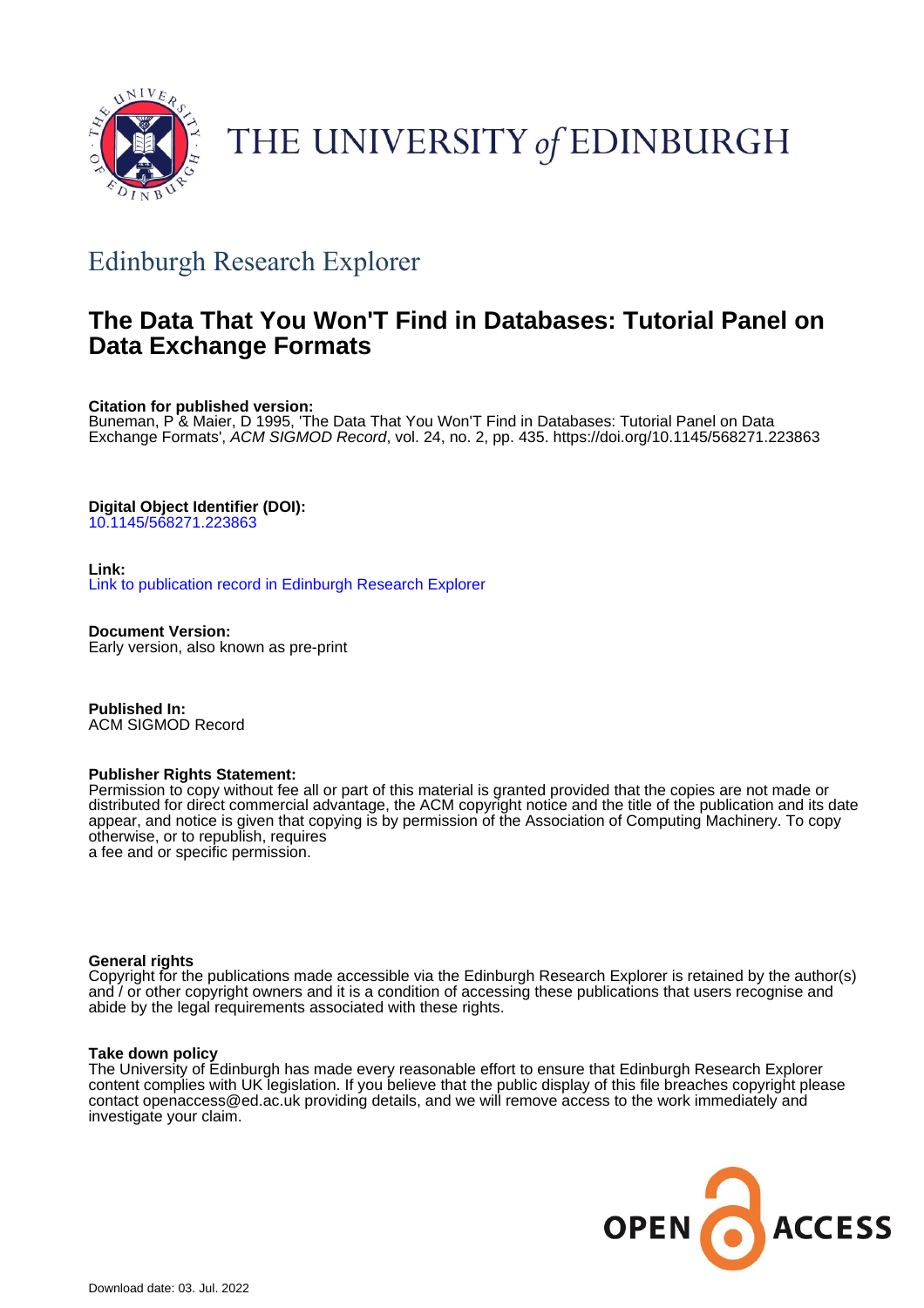THE UNIVERSITY *of* EDINBURGH

## Edinburgh Research Explorer

# The Data That You Won'T Find in Databases: Tutorial Panel on Data Exchange Formats

**Citation for published version:**
Buneman, P & Maier, D 1995, 'The Data That You Won'T Find in Databases: Tutorial Panel on Data Exchange Formats', *ACM SIGMOD Record*, vol. 24, no. 2, pp. 435. https://doi.org/10.1145/568271.223863

**Digital Object Identifier (DOI):**
10.1145/568271.223863

**Link:**
Link to publication record in Edinburgh Research Explorer

**Document Version:**
Early version, also known as pre-print

**Published In:**
ACM SIGMOD Record

**Publisher Rights Statement:**
Permission to copy without fee all or part of this material is granted provided that the copies are not made or distributed for direct commercial advantage, the ACM copyright notice and the title of the publication and its date appear, and notice is given that copying is by permission of the Association of Computing Machinery. To copy otherwise, or to republish, requires
a fee and or specific permission.

**General rights**
Copyright for the publications made accessible via the Edinburgh Research Explorer is retained by the author(s) and / or other copyright owners and it is a condition of accessing these publications that users recognise and abide by the legal requirements associated with these rights.

**Take down policy**
The University of Edinburgh has made every reasonable effort to ensure that Edinburgh Research Explorer content complies with UK legislation. If you believe that the public display of this file breaches copyright please contact openaccess@ed.ac.uk providing details, and we will remove access to the work immediately and investigate your claim.

OPEN ACCESS

Download date: 03. Jul. 2022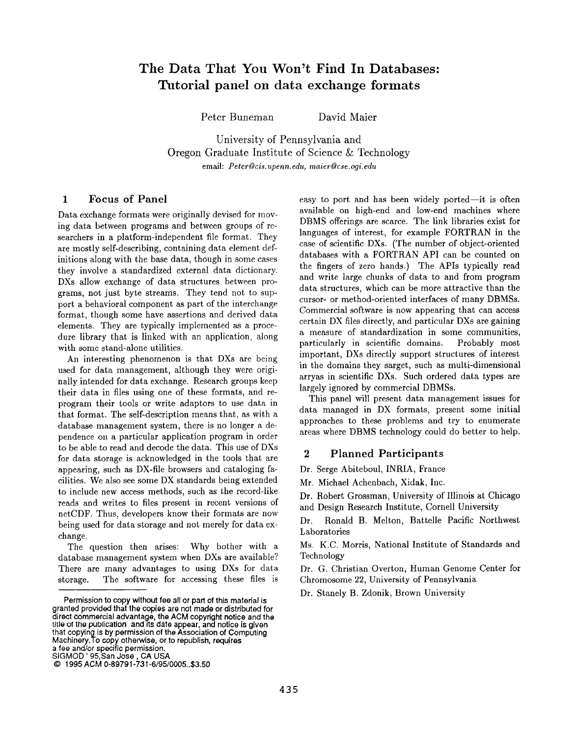# The Data That You Won't Find In Databases: Tutorial panel on data exchange formats

Peter Buneman David Maier

University of Pennsylvania and
Oregon Graduate Institute of Science & Technology

email: *Peter@cis.upenn.edu, maier@cse.ogi.edu*

## 1 Focus of Panel

Data exchange formats were originally devised for moving data between programs and between groups of researchers in a platform-independent file format. They are mostly self-describing, containing data element definitions along with the base data, though in some cases they involve a standardized external data dictionary. DXs allow exchange of data structures between programs, not just byte streams. They tend not to support a behavioral component as part of the interchange format, though some have assertions and derived data elements. They are typically implemented as a procedure library that is linked with an application, along with some stand-alone utilities.

An interesting phenomenon is that DXs are being used for data management, although they were originally intended for data exchange. Research groups keep their data in files using one of these formats, and reprogram their tools or write adaptors to use data in that format. The self-description means that, as with a database management system, there is no longer a dependence on a particular application program in order to be able to read and decode the data. This use of DXs for data storage is acknowledged in the tools that are appearing, such as DX-file browsers and cataloging facilities. We also see some DX standards being extended to include new access methods, such as the record-like reads and writes to files present in recent versions of netCDF. Thus, developers know their formats are now being used for data storage and not merely for data exchange.

The question then arises: Why bother with a database management system when DXs are available? There are many advantages to using DXs for data storage. The software for accessing these files is easy to port and has been widely ported—it is often available on high-end and low-end machines where DBMS offerings are scarce. The link libraries exist for languages of interest, for example FORTRAN in the case of scientific DXs. (The number of object-oriented databases with a FORTRAN API can be counted on the fingers of zero hands.) The APIs typically read and write large chunks of data to and from program data structures, which can be more attractive than the cursor- or method-oriented interfaces of many DBMSs. Commercial software is now appearing that can access certain DX files directly, and particular DXs are gaining a measure of standardization in some communities, particularly in scientific domains. Probably most important, DXs directly support structures of interest in the domains they sarget, such as multi-dimensional arryas in scientific DXs. Such ordered data types are largely ignored by commercial DBMSs.

This panel will present data management issues for data managed in DX formats, present some initial approaches to these problems and try to enumerate areas where DBMS technology could do better to help.

## 2 Planned Participants

Dr. Serge Abiteboul, INRIA, France

Mr. Michael Achenbach, Xidak, Inc.

Dr. Robert Grossman, University of Illinois at Chicago and Design Research Institute, Cornell University

Dr. Ronald B. Melton, Battelle Pacific Northwest Laboratories

Ms. K.C. Morris, National Institute of Standards and Technology

Dr. G. Christian Overton, Human Genome Center for Chromosome 22, University of Pennsylvania

Dr. Stanely B. Zdonik, Brown University

---

Permission to copy without fee all or part of this material is granted provided that the copies are not made or distributed for direct commercial advantage, the ACM copyright notice and the title of the publication and its date appear, and notice is given that copying is by permission of the Association of Computing Machinery. To copy otherwise, or to republish, requires a fee and/or specific permission.
SIGMOD '95, San Jose, CA USA
© 1995 ACM 0-89791-731-6/95/0005..$3.50